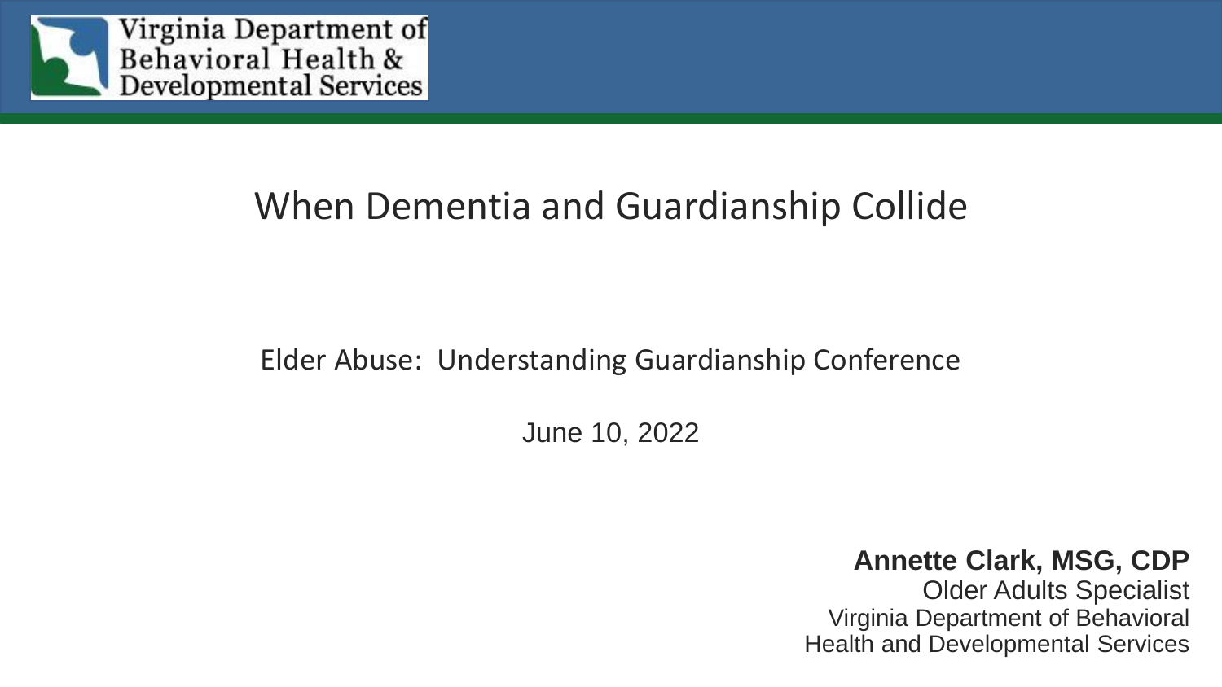Virginia Department of Behavioral Health & Developmental Services

# When Dementia and Guardianship Collide

Elder Abuse: Understanding Guardianship Conference

June 10, 2022

**Annette Clark, MSG, CDP**
Older Adults Specialist
Virginia Department of Behavioral Health and Developmental Services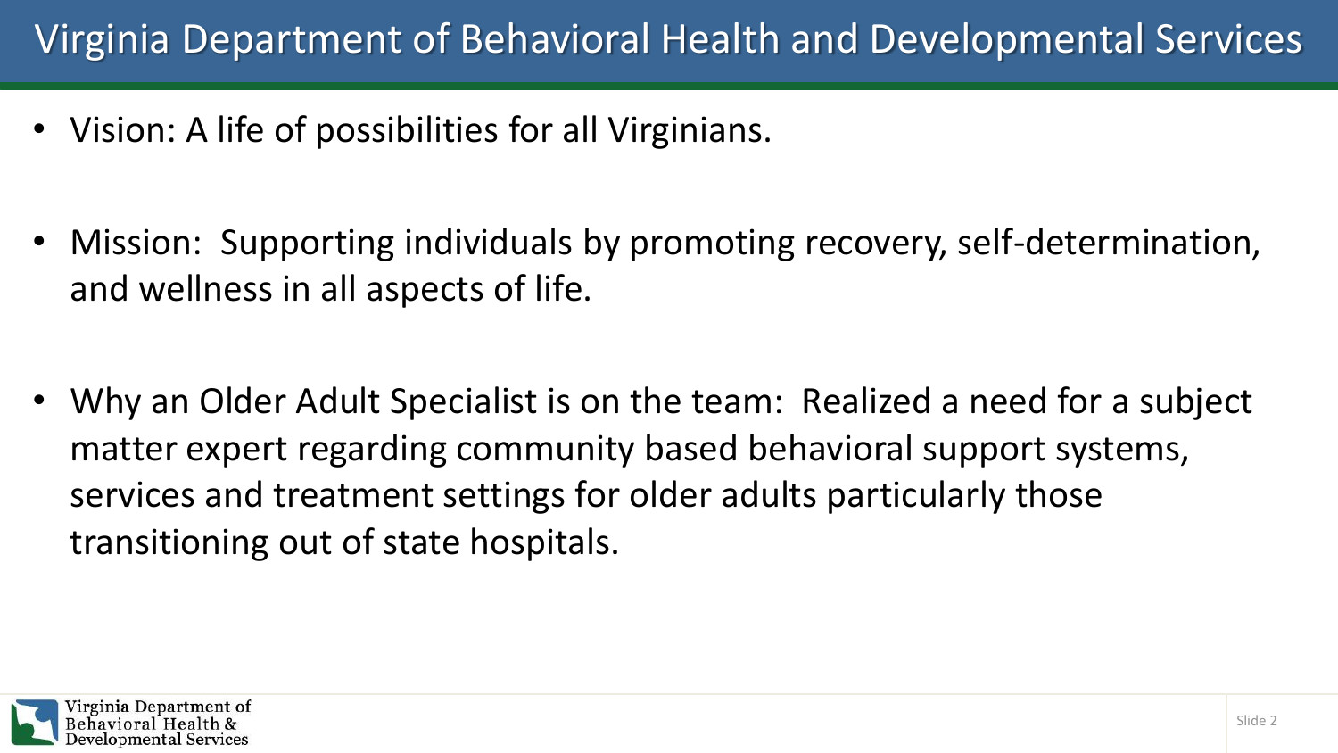# Virginia Department of Behavioral Health and Developmental Services

- Vision: A life of possibilities for all Virginians.
- Mission: Supporting individuals by promoting recovery, self-determination, and wellness in all aspects of life.
- Why an Older Adult Specialist is on the team: Realized a need for a subject matter expert regarding community based behavioral support systems, services and treatment settings for older adults particularly those transitioning out of state hospitals.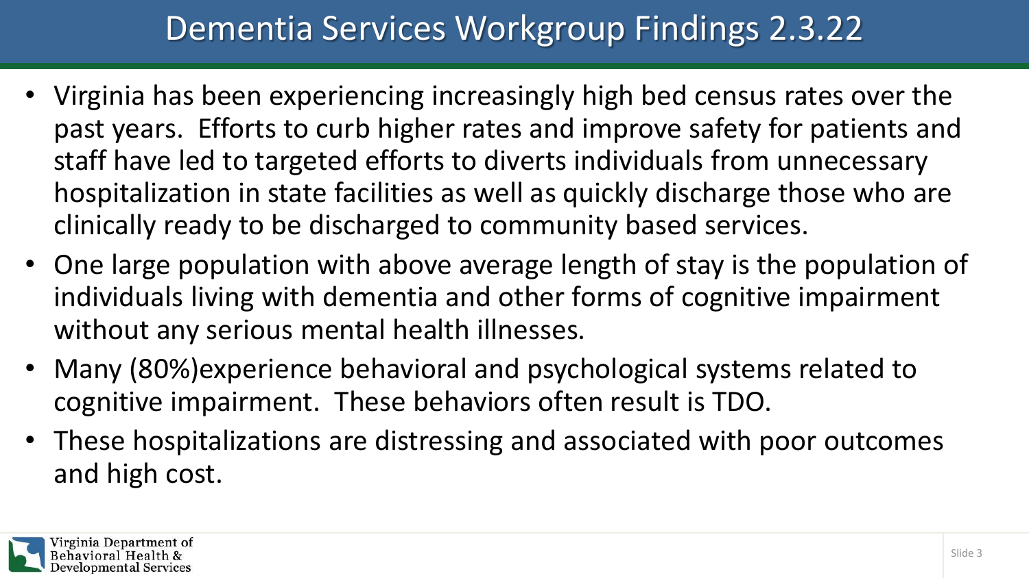# Dementia Services Workgroup Findings 2.3.22

- Virginia has been experiencing increasingly high bed census rates over the past years. Efforts to curb higher rates and improve safety for patients and staff have led to targeted efforts to diverts individuals from unnecessary hospitalization in state facilities as well as quickly discharge those who are clinically ready to be discharged to community based services.
- One large population with above average length of stay is the population of individuals living with dementia and other forms of cognitive impairment without any serious mental health illnesses.
- Many (80%)experience behavioral and psychological systems related to cognitive impairment. These behaviors often result is TDO.
- These hospitalizations are distressing and associated with poor outcomes and high cost.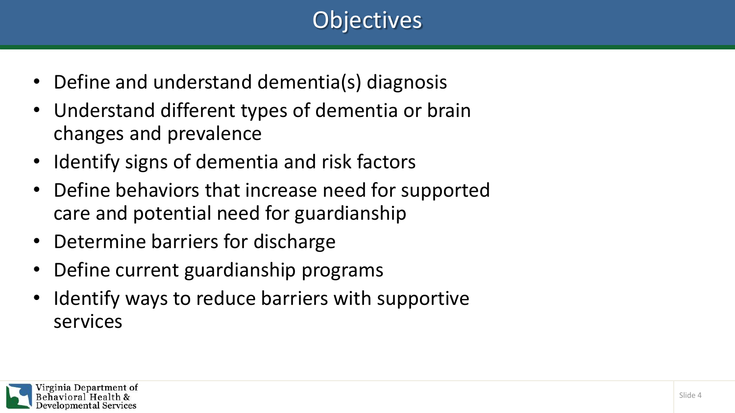# Objectives

- Define and understand dementia(s) diagnosis
- Understand different types of dementia or brain changes and prevalence
- Identify signs of dementia and risk factors
- Define behaviors that increase need for supported care and potential need for guardianship
- Determine barriers for discharge
- Define current guardianship programs
- Identify ways to reduce barriers with supportive services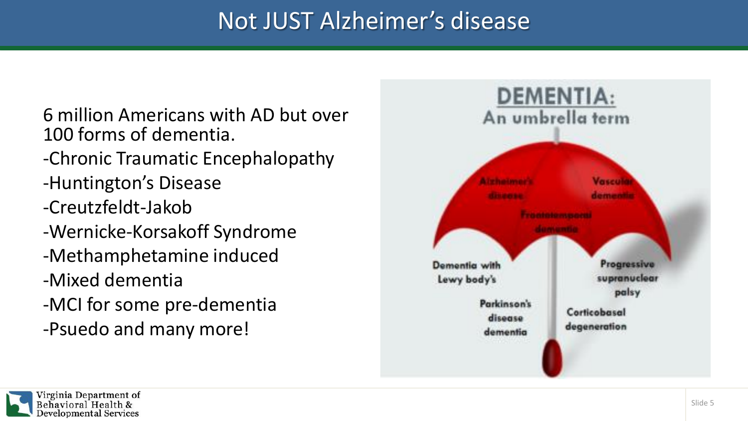# Not JUST Alzheimer's disease

6 million Americans with AD but over 100 forms of dementia.

- -Chronic Traumatic Encephalopathy
- -Huntington's Disease
- -Creutzfeldt-Jakob
- -Wernicke-Korsakoff Syndrome
- -Methamphetamine induced
- -Mixed dementia
- -MCI for some pre-dementia
- -Psuedo and many more!

**DEMENTIA:**
**An umbrella term**

Alzheimer's disease
Vascular dementia
Frontotemporal dementia
Dementia with Lewy body's
Progressive supranuclear palsy
Parkinson's disease dementia
Corticobasal degeneration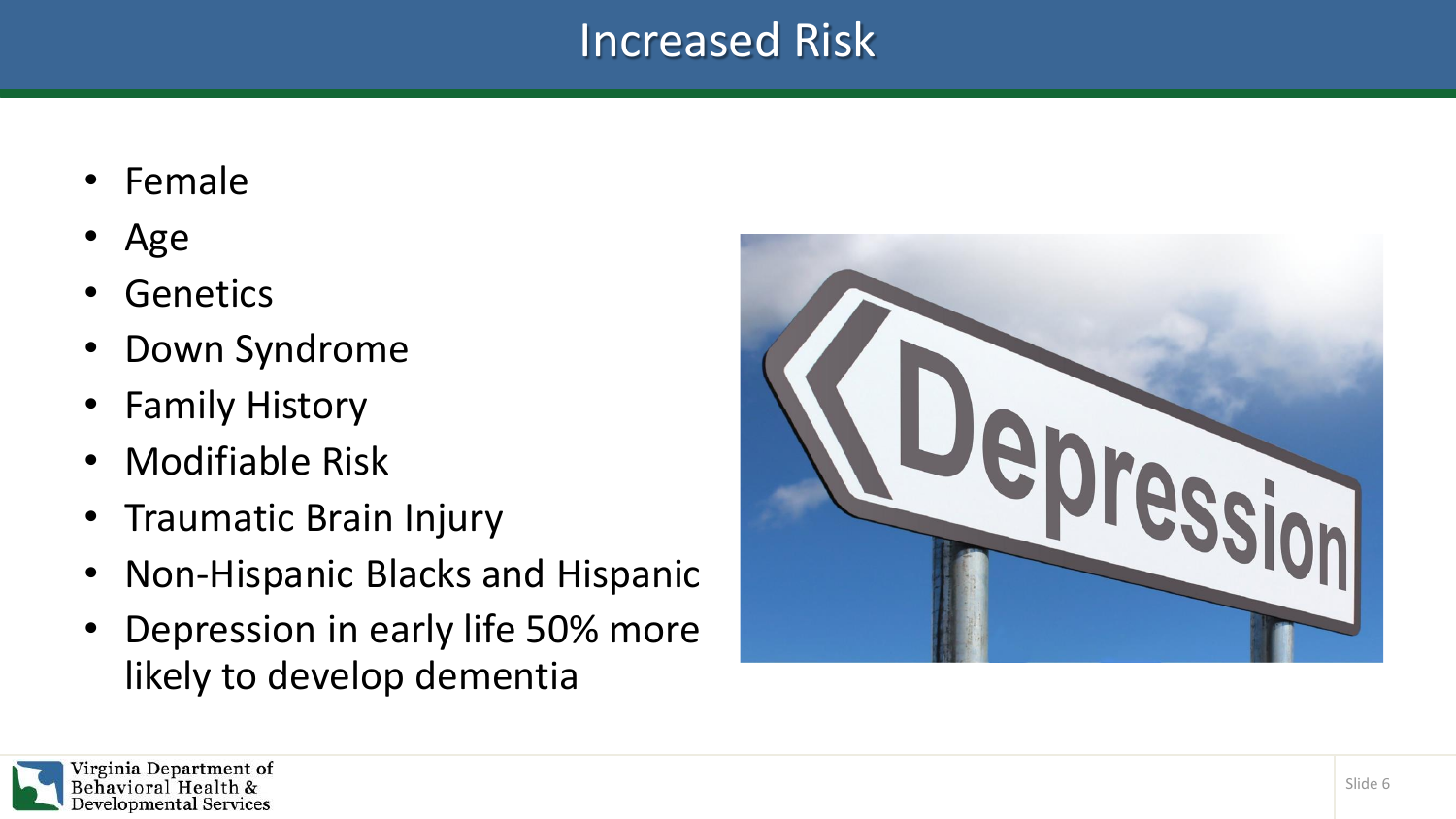# Increased Risk

- Female
- Age
- Genetics
- Down Syndrome
- Family History
- Modifiable Risk
- Traumatic Brain Injury
- Non-Hispanic Blacks and Hispanic
- Depression in early life 50% more likely to develop dementia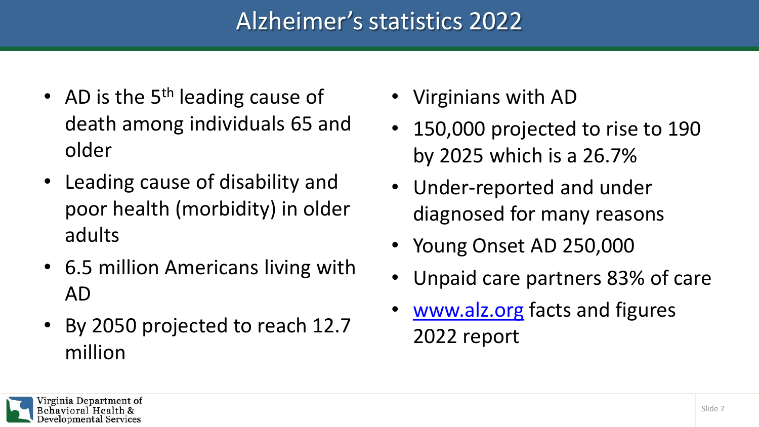# Alzheimer's statistics 2022

- AD is the 5th leading cause of death among individuals 65 and older
- Leading cause of disability and poor health (morbidity) in older adults
- 6.5 million Americans living with AD
- By 2050 projected to reach 12.7 million

- Virginians with AD
- 150,000 projected to rise to 190 by 2025 which is a 26.7%
- Under-reported and under diagnosed for many reasons
- Young Onset AD 250,000
- Unpaid care partners 83% of care
- [www.alz.org](http://www.alz.org) facts and figures 2022 report

Virginia Department of Behavioral Health & Developmental Services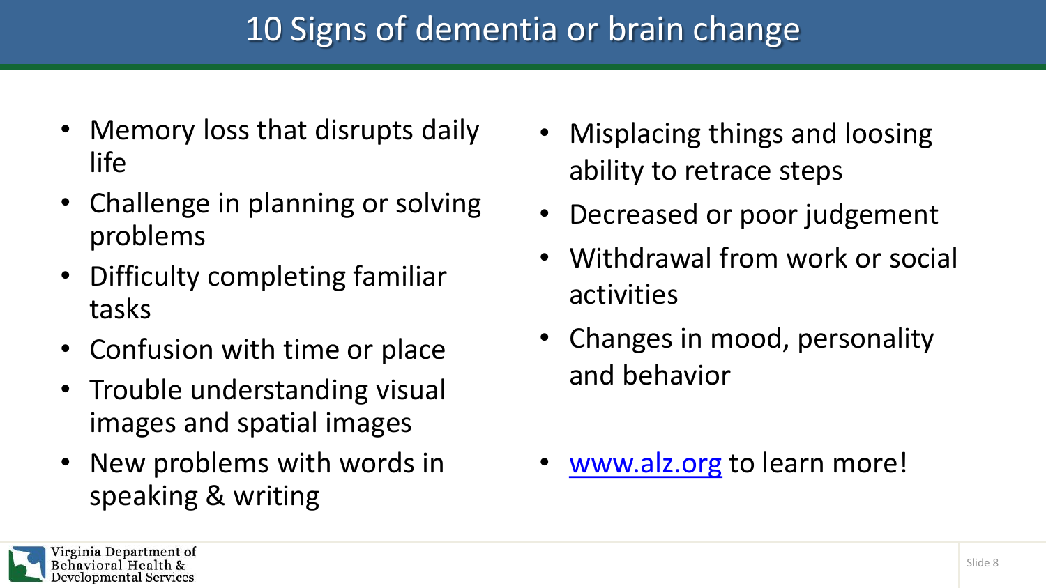# 10 Signs of dementia or brain change

- Memory loss that disrupts daily life
- Challenge in planning or solving problems
- Difficulty completing familiar tasks
- Confusion with time or place
- Trouble understanding visual images and spatial images
- New problems with words in speaking & writing
- Misplacing things and loosing ability to retrace steps
- Decreased or poor judgement
- Withdrawal from work or social activities
- Changes in mood, personality and behavior

- [www.alz.org](http://www.alz.org) to learn more!

Virginia Department of Behavioral Health & Developmental Services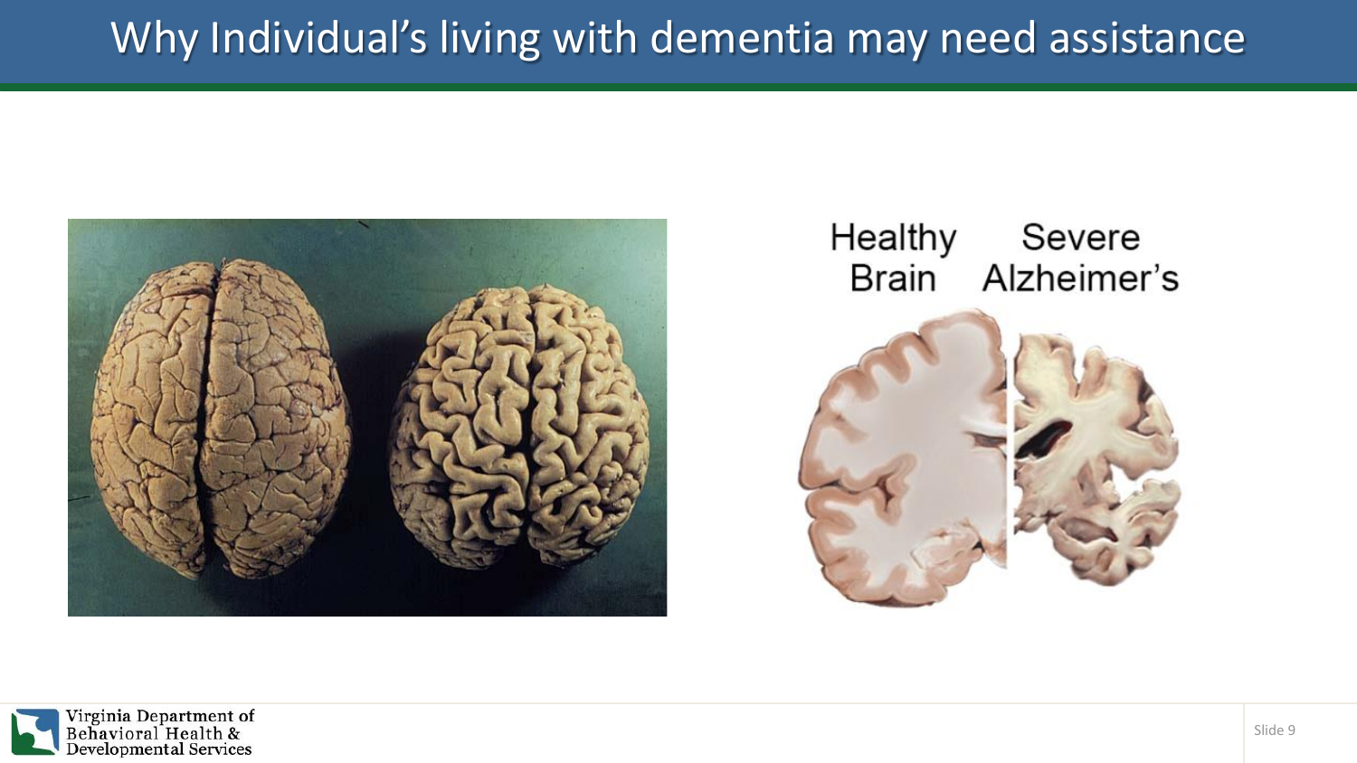# Why Individual's living with dementia may need assistance

Healthy Brain    Severe Alzheimer's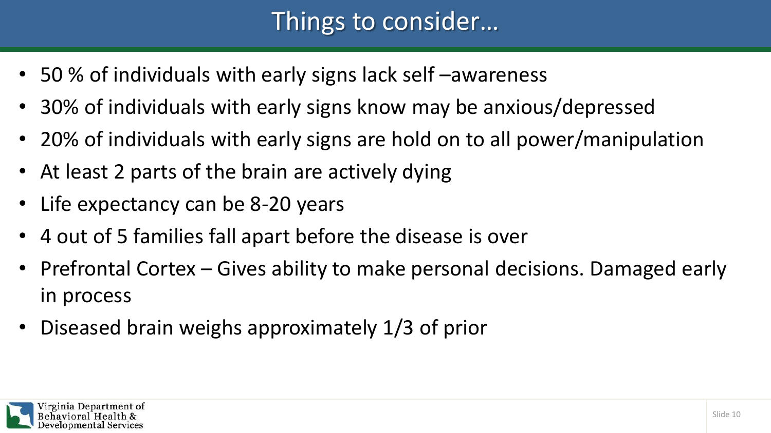# Things to consider…

- 50 % of individuals with early signs lack self –awareness
- 30% of individuals with early signs know may be anxious/depressed
- 20% of individuals with early signs are hold on to all power/manipulation
- At least 2 parts of the brain are actively dying
- Life expectancy can be 8-20 years
- 4 out of 5 families fall apart before the disease is over
- Prefrontal Cortex – Gives ability to make personal decisions. Damaged early in process
- Diseased brain weighs approximately 1/3 of prior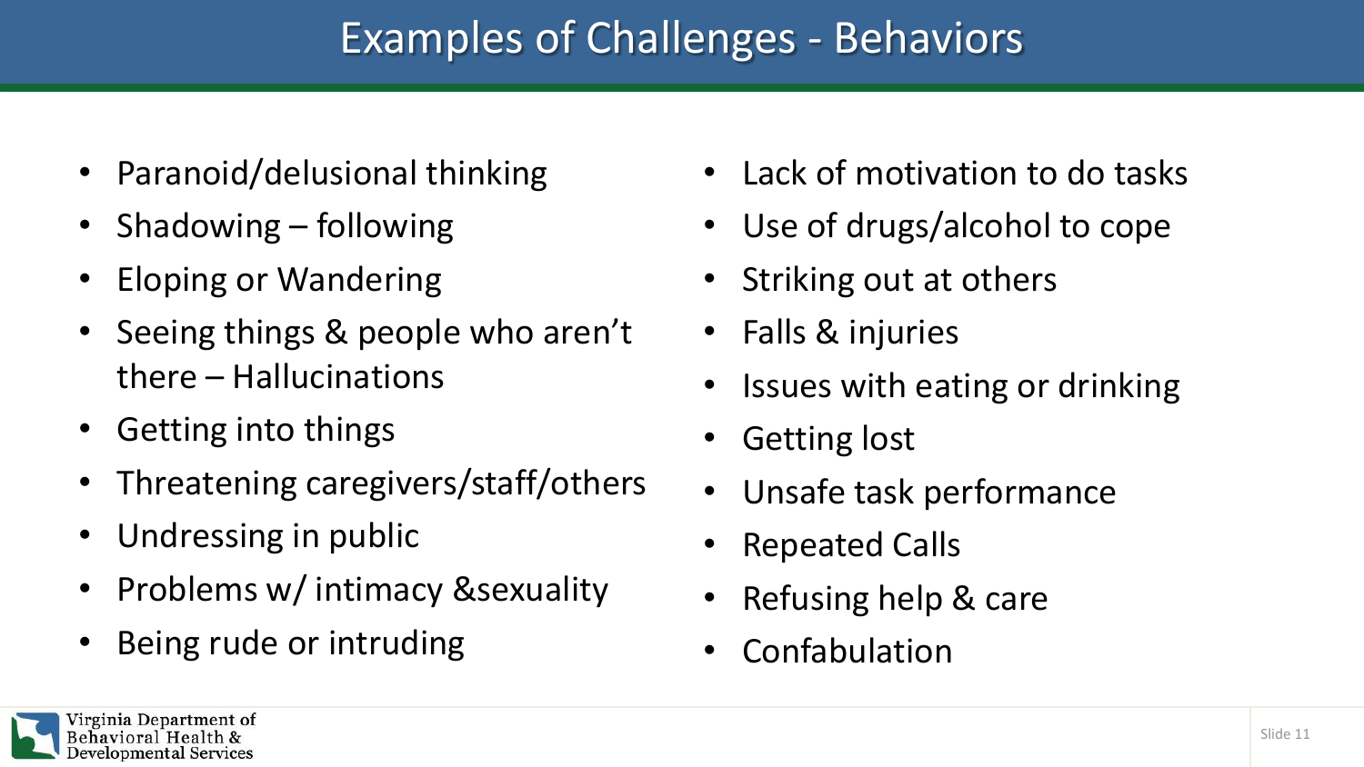# Examples of Challenges - Behaviors

- Paranoid/delusional thinking
- Shadowing – following
- Eloping or Wandering
- Seeing things & people who aren't there – Hallucinations
- Getting into things
- Threatening caregivers/staff/others
- Undressing in public
- Problems w/ intimacy &sexuality
- Being rude or intruding
- Lack of motivation to do tasks
- Use of drugs/alcohol to cope
- Striking out at others
- Falls & injuries
- Issues with eating or drinking
- Getting lost
- Unsafe task performance
- Repeated Calls
- Refusing help & care
- Confabulation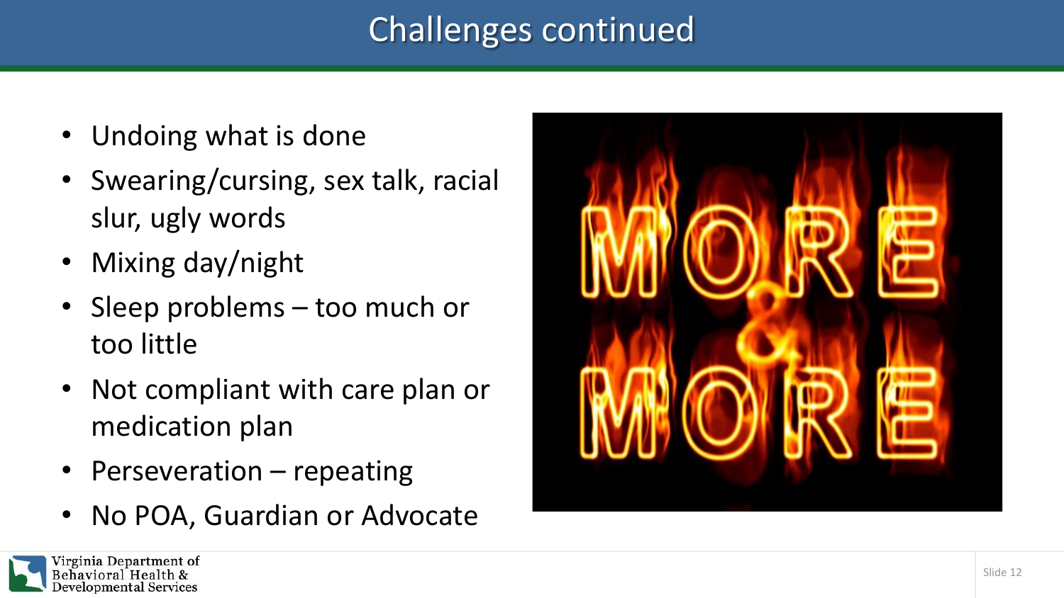# Challenges continued

- Undoing what is done
- Swearing/cursing, sex talk, racial slur, ugly words
- Mixing day/night
- Sleep problems – too much or too little
- Not compliant with care plan or medication plan
- Perseveration – repeating
- No POA, Guardian or Advocate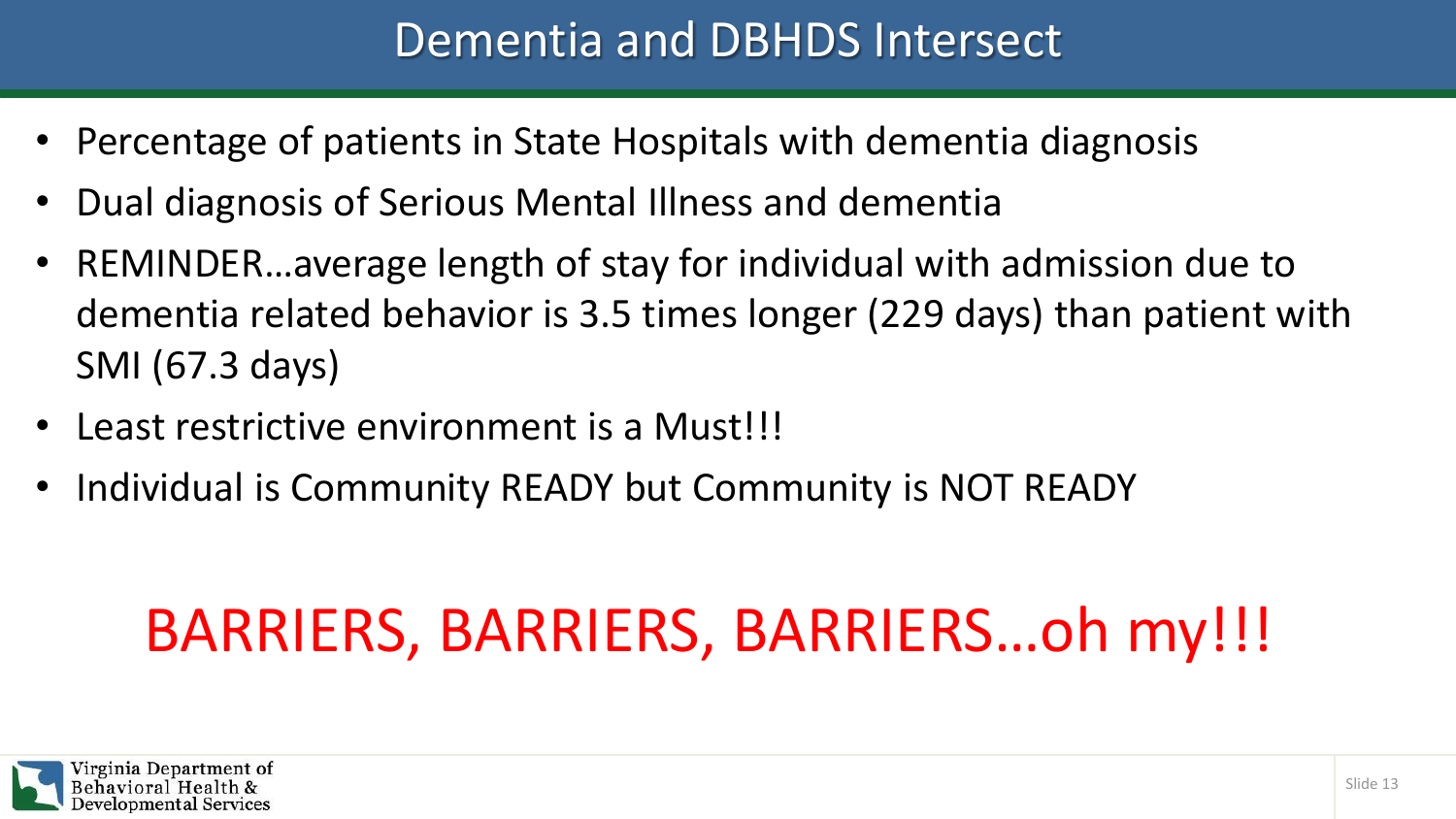# Dementia and DBHDS Intersect

- Percentage of patients in State Hospitals with dementia diagnosis
- Dual diagnosis of Serious Mental Illness and dementia
- REMINDER…average length of stay for individual with admission due to dementia related behavior is 3.5 times longer (229 days) than patient with SMI (67.3 days)
- Least restrictive environment is a Must!!!
- Individual is Community READY but Community is NOT READY

## BARRIERS, BARRIERS, BARRIERS…oh my!!!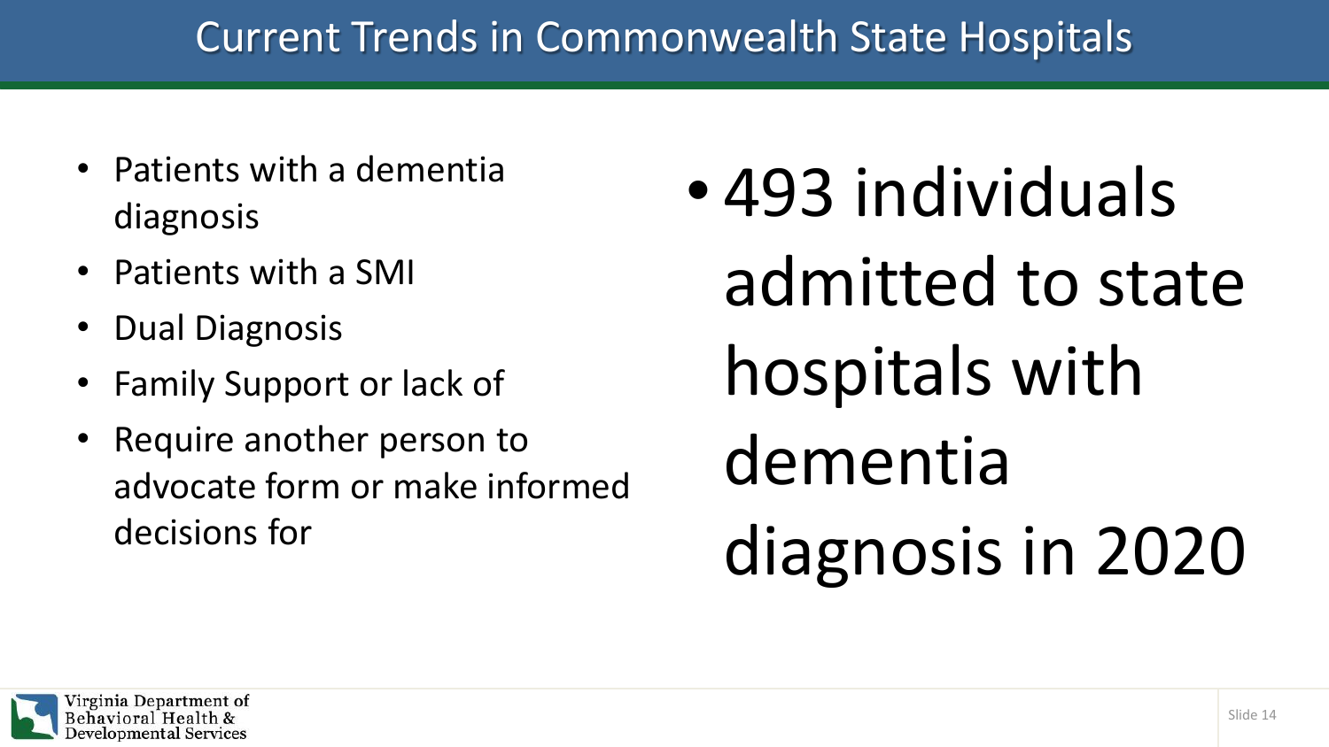# Current Trends in Commonwealth State Hospitals

- Patients with a dementia diagnosis
- Patients with a SMI
- Dual Diagnosis
- Family Support or lack of
- Require another person to advocate form or make informed decisions for

- 493 individuals admitted to state hospitals with dementia diagnosis in 2020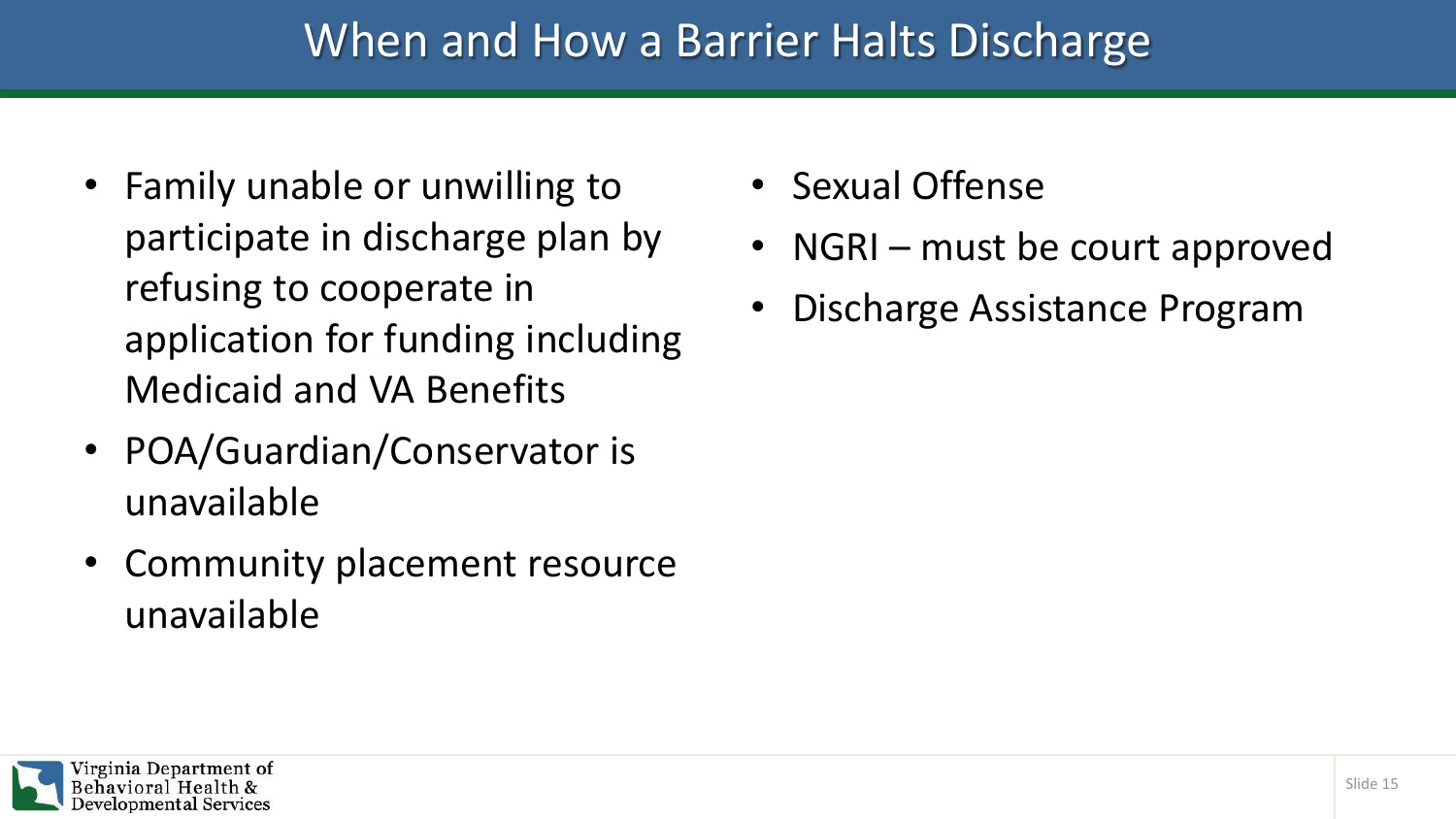# When and How a Barrier Halts Discharge

- Family unable or unwilling to participate in discharge plan by refusing to cooperate in application for funding including Medicaid and VA Benefits
- POA/Guardian/Conservator is unavailable
- Community placement resource unavailable
- Sexual Offense
- NGRI – must be court approved
- Discharge Assistance Program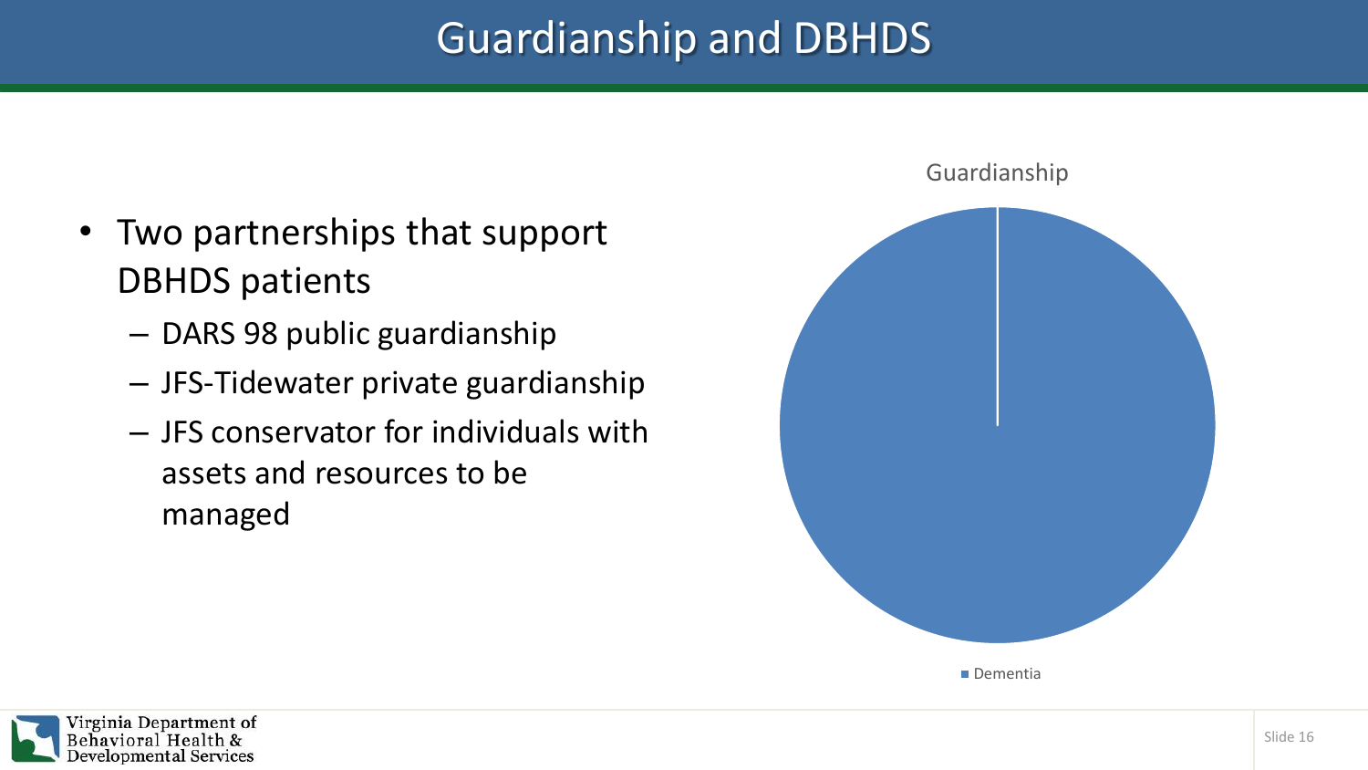# Guardianship and DBHDS

- Two partnerships that support DBHDS patients
  - DARS 98 public guardianship
  - JFS-Tidewater private guardianship
  - JFS conservator for individuals with assets and resources to be managed

Guardianship

Dementia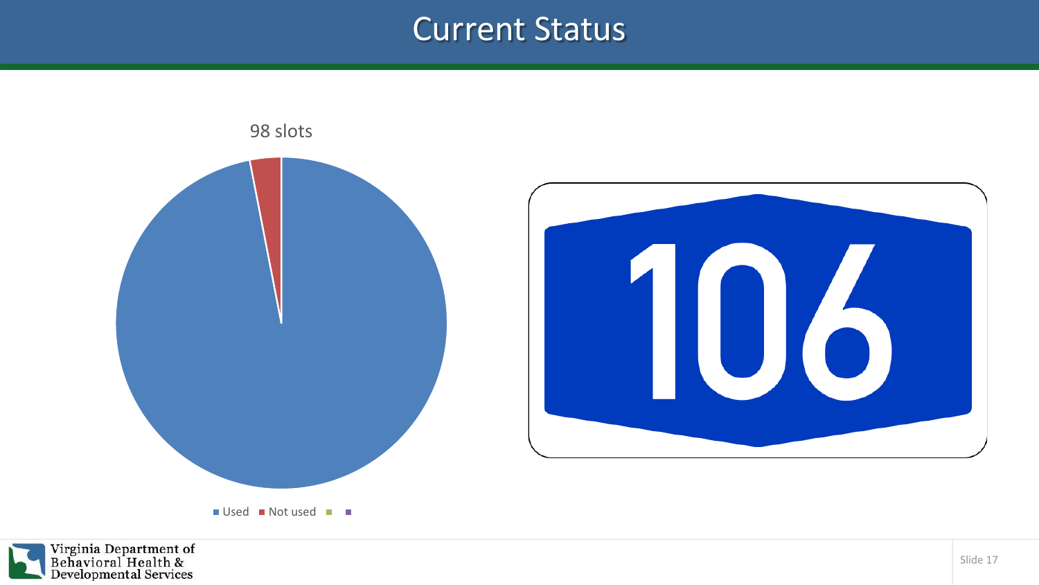# Current Status

98 slots

- Used
- Not used

106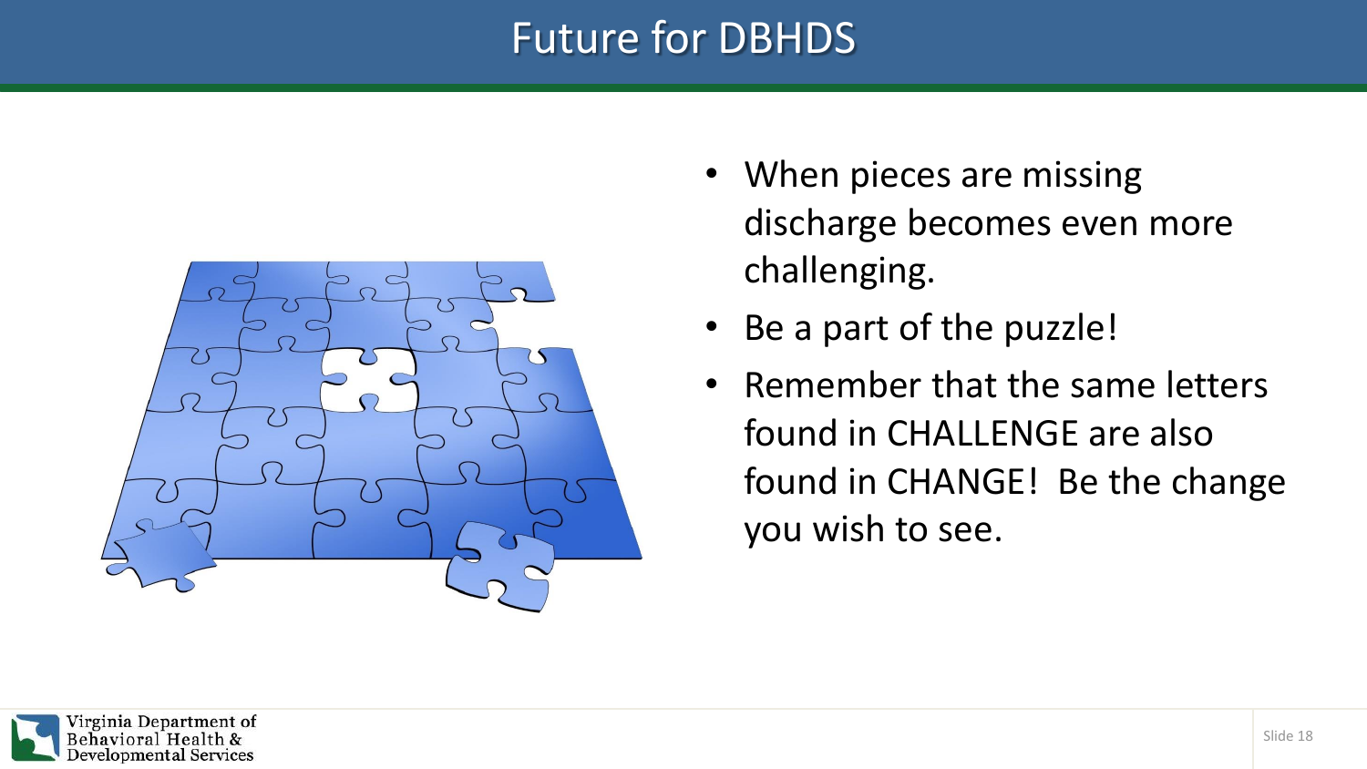# Future for DBHDS

- When pieces are missing discharge becomes even more challenging.
- Be a part of the puzzle!
- Remember that the same letters found in CHALLENGE are also found in CHANGE! Be the change you wish to see.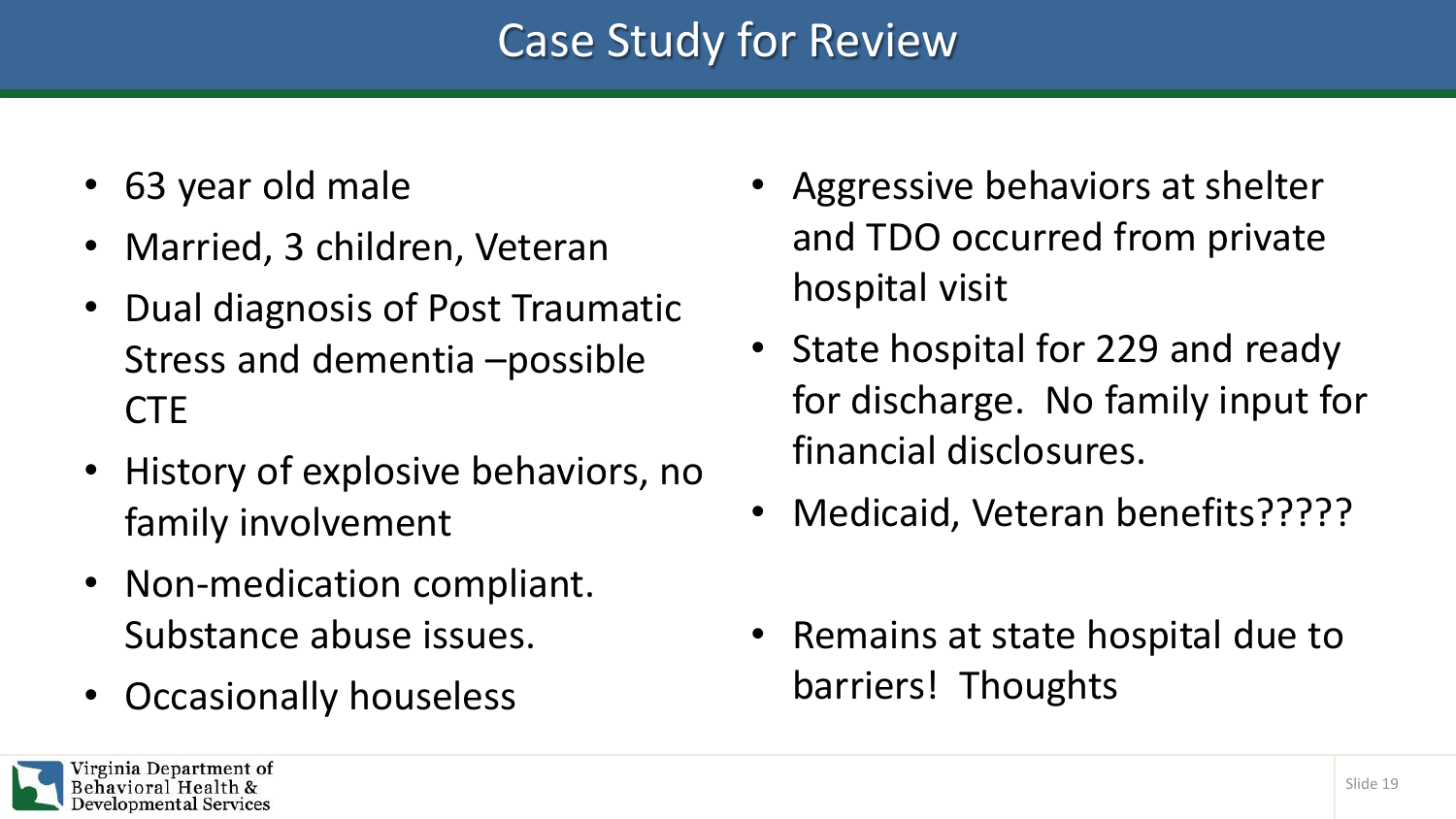# Case Study for Review

- 63 year old male
- Married, 3 children, Veteran
- Dual diagnosis of Post Traumatic Stress and dementia –possible CTE
- History of explosive behaviors, no family involvement
- Non-medication compliant. Substance abuse issues.
- Occasionally houseless
- Aggressive behaviors at shelter and TDO occurred from private hospital visit
- State hospital for 229 and ready for discharge. No family input for financial disclosures.
- Medicaid, Veteran benefits?????
- Remains at state hospital due to barriers! Thoughts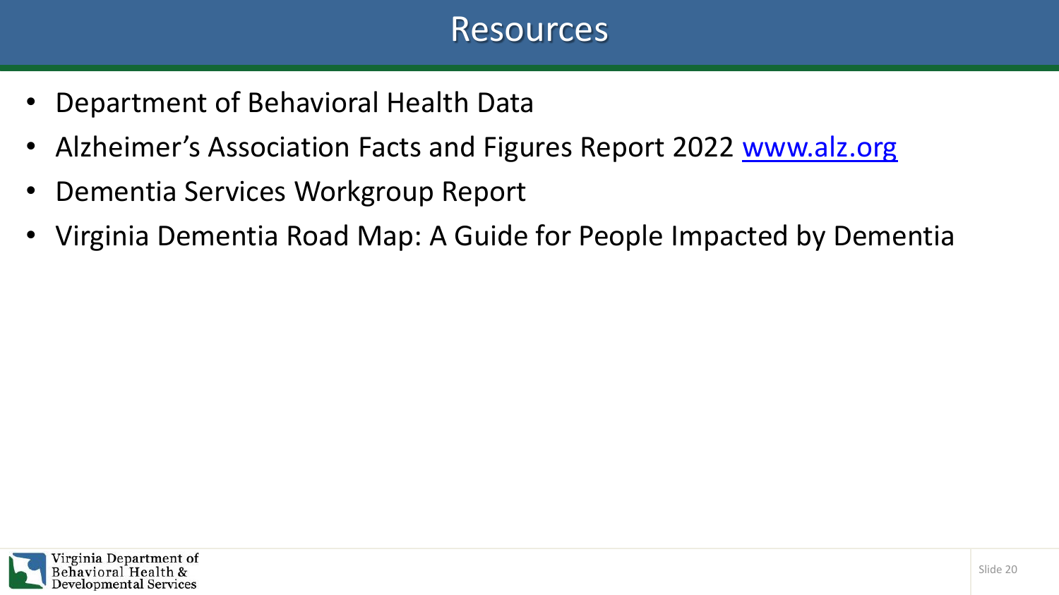# Resources

- Department of Behavioral Health Data
- Alzheimer's Association Facts and Figures Report 2022 [www.alz.org](http://www.alz.org)
- Dementia Services Workgroup Report
- Virginia Dementia Road Map: A Guide for People Impacted by Dementia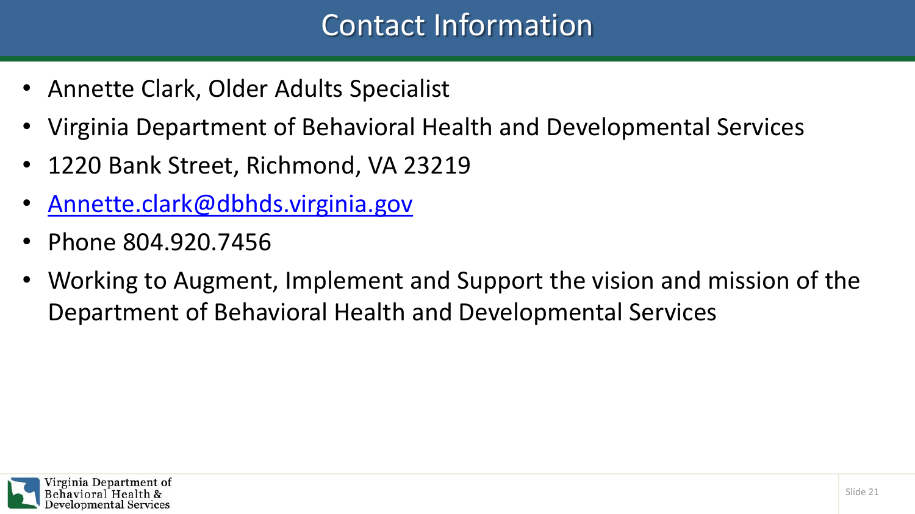# Contact Information

- Annette Clark, Older Adults Specialist
- Virginia Department of Behavioral Health and Developmental Services
- 1220 Bank Street, Richmond, VA 23219
- Annette.clark@dbhds.virginia.gov
- Phone 804.920.7456
- Working to Augment, Implement and Support the vision and mission of the Department of Behavioral Health and Developmental Services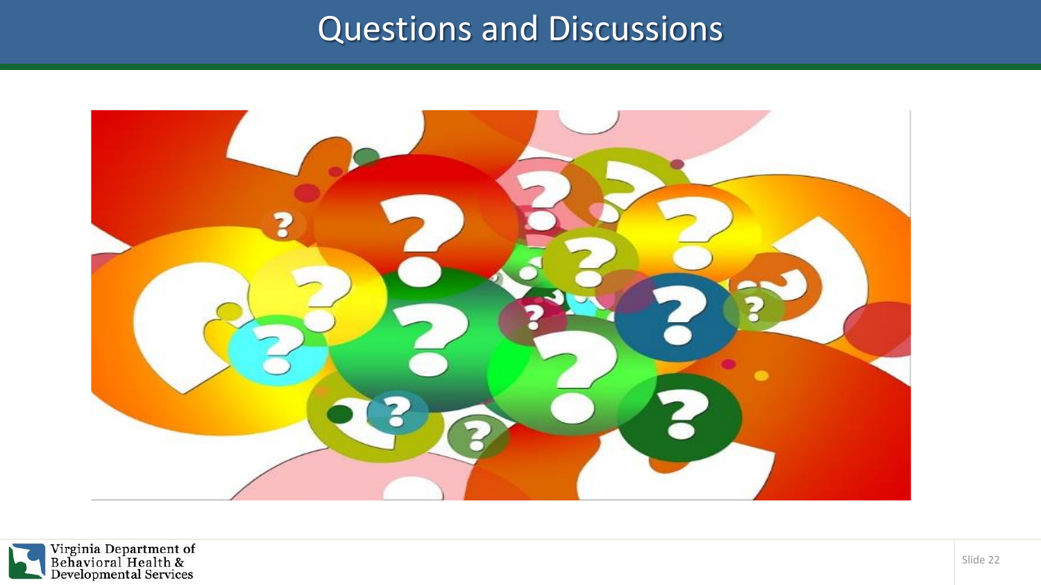# Questions and Discussions